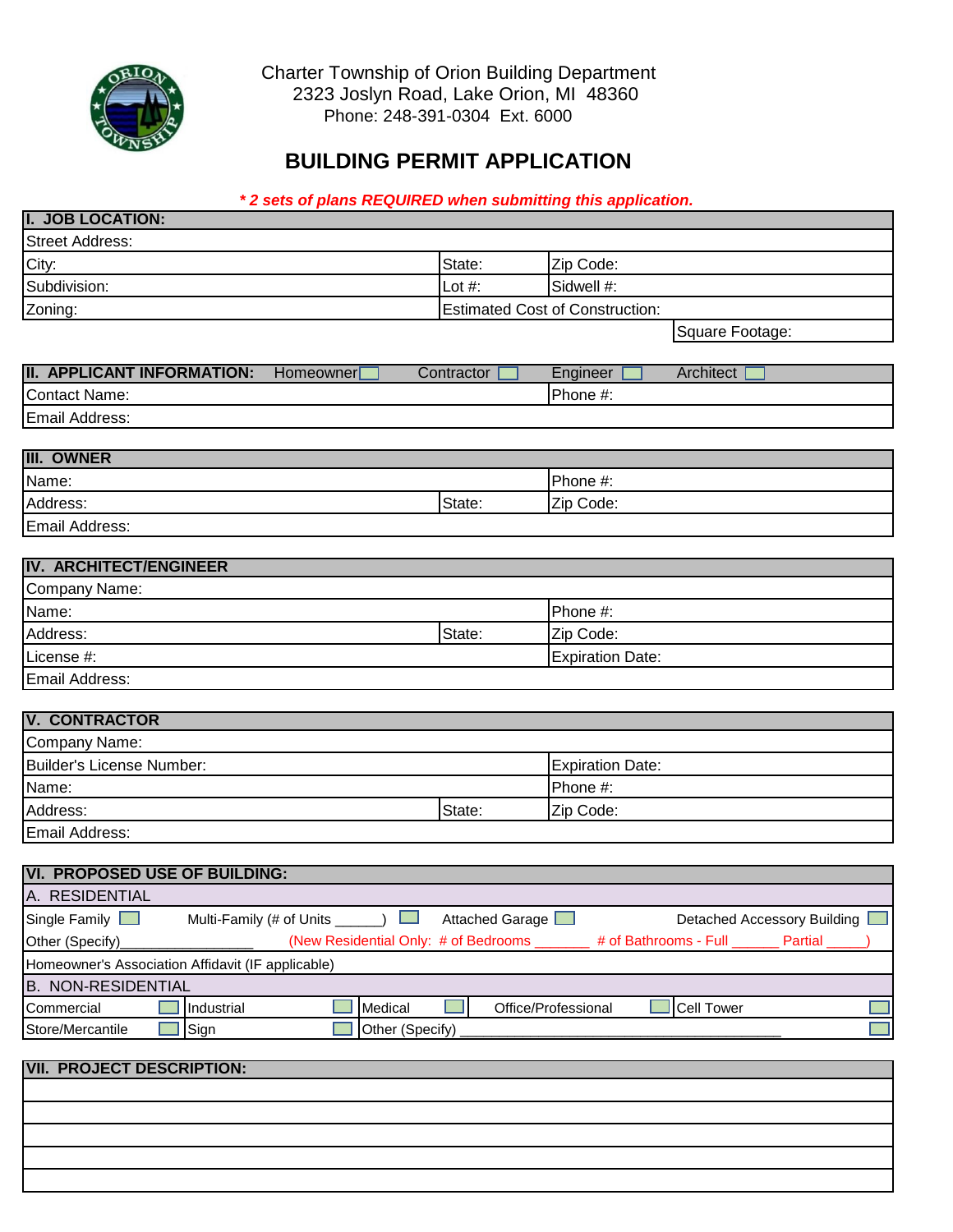Charter Township of Orion Building Department
2323 Joslyn Road, Lake Orion, MI 48360
Phone: 248-391-0304 Ext. 6000

# BUILDING PERMIT APPLICATION

***\* 2 sets of plans REQUIRED when submitting this application.***

## I. JOB LOCATION:

| | | |
|---|---|---|
| Street Address: | | |
| City: | State: | Zip Code: |
| Subdivision: | Lot #: | Sidwell #: |
| Zoning: | Estimated Cost of Construction: | |
| | | Square Footage: |

## II. APPLICANT INFORMATION: Homeowner ☐ Contractor ☐ Engineer ☐ Architect ☐

| | |
|---|---|
| Contact Name: | Phone #: |
| Email Address: | |

## III. OWNER

| | | |
|---|---|---|
| Name: | | Phone #: |
| Address: | State: | Zip Code: |
| Email Address: | | |

## IV. ARCHITECT/ENGINEER

| | | |
|---|---|---|
| Company Name: | | |
| Name: | | Phone #: |
| Address: | State: | Zip Code: |
| License #: | | Expiration Date: |
| Email Address: | | |

## V. CONTRACTOR

| | | |
|---|---|---|
| Company Name: | | |
| Builder's License Number: | | Expiration Date: |
| Name: | | Phone #: |
| Address: | State: | Zip Code: |
| Email Address: | | |

## VI. PROPOSED USE OF BUILDING:

### A. RESIDENTIAL

Single Family ☐ Multi-Family (# of Units ______) ☐ Attached Garage ☐ Detached Accessory Building ☐

Other (Specify)________________ (New Residential Only: # of Bedrooms _______ # of Bathrooms - Full ______ Partial _____)

Homeowner's Association Affidavit (IF applicable)

### B. NON-RESIDENTIAL

| | | | |
|---|---|---|---|
| Commercial ☐ | Industrial ☐ | Medical ☐ Office/Professional ☐ | Cell Tower ☐ |
| Store/Mercantile ☐ | Sign ☐ | Other (Specify) ________________________________________ ☐ | |

## VII. PROJECT DESCRIPTION:

| |
|---|
| |
| |
| |
| |
| |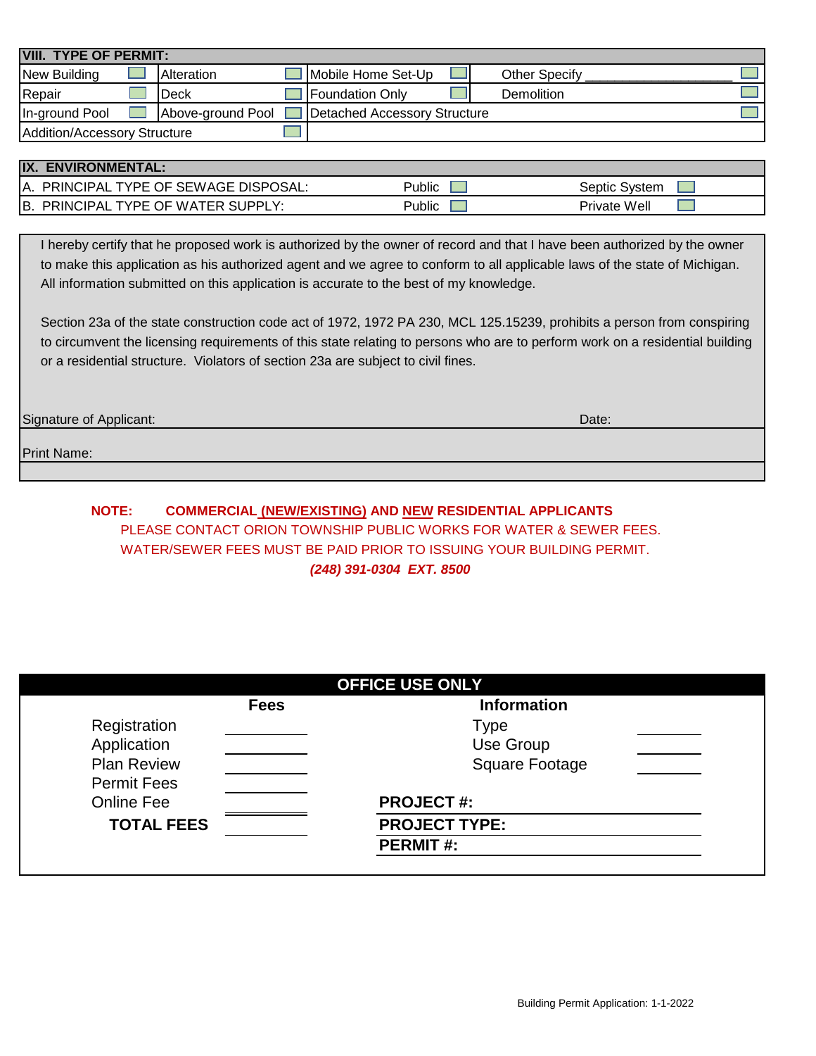| VIII. TYPE OF PERMIT: | | | | | | | |
|---|---|---|---|---|---|---|---|
| New Building | ☐ | Alteration | ☐ | Mobile Home Set-Up | ☐ | Other Specify ___________________ | ☐ |
| Repair | ☐ | Deck | ☐ | Foundation Only | ☐ | Demolition | ☐ |
| In-ground Pool | ☐ | Above-ground Pool | ☐ | Detached Accessory Structure | | | ☐ |
| Addition/Accessory Structure | | | ☐ | | | | |

| IX. ENVIRONMENTAL: | | | | |
|---|---|---|---|---|
| A. PRINCIPAL TYPE OF SEWAGE DISPOSAL: | Public | ☐ | Septic System | ☐ |
| B. PRINCIPAL TYPE OF WATER SUPPLY: | Public | ☐ | Private Well | ☐ |

I hereby certify that he proposed work is authorized by the owner of record and that I have been authorized by the owner to make this application as his authorized agent and we agree to conform to all applicable laws of the state of Michigan. All information submitted on this application is accurate to the best of my knowledge.

Section 23a of the state construction code act of 1972, 1972 PA 230, MCL 125.15239, prohibits a person from conspiring to circumvent the licensing requirements of this state relating to persons who are to perform work on a residential building or a residential structure. Violators of section 23a are subject to civil fines.

Signature of Applicant: Date:

Print Name:

**NOTE: COMMERCIAL (NEW/EXISTING) AND NEW RESIDENTIAL APPLICANTS**

PLEASE CONTACT ORION TOWNSHIP PUBLIC WORKS FOR WATER & SEWER FEES.
WATER/SEWER FEES MUST BE PAID PRIOR TO ISSUING YOUR BUILDING PERMIT.
***(248) 391-0304 EXT. 8500***

**OFFICE USE ONLY**

| | **Fees** | **Information** | |
|---|---|---|---|
| Registration | ______ | Type | ______ |
| Application | ______ | Use Group | ______ |
| Plan Review | ______ | Square Footage | ______ |
| Permit Fees | ______ | | |
| Online Fee | ______ | **PROJECT #:** | |
| **TOTAL FEES** | ______ | **PROJECT TYPE:** | |
| | | **PERMIT #:** | |

Building Permit Application: 1-1-2022